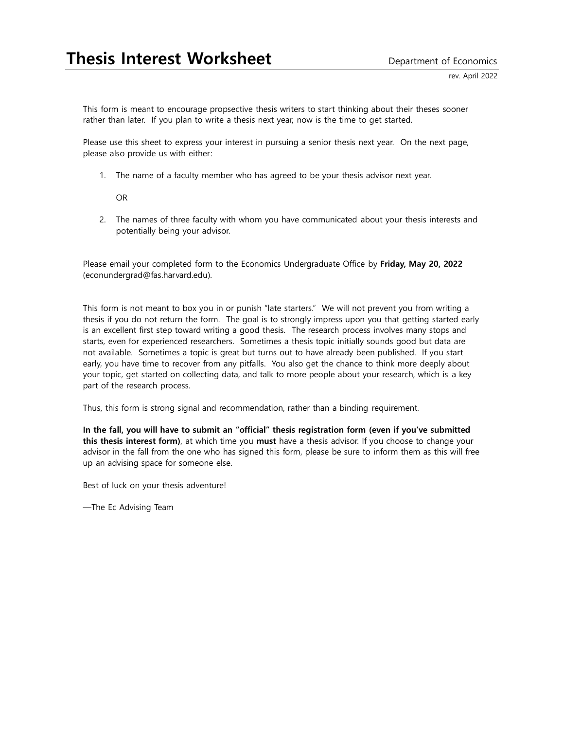# Thesis Interest Worksheet

Department of Economics

rev. April 2022

This form is meant to encourage propspective thesis writers to start thinking about their theses sooner rather than later. If you plan to write a thesis next year, now is the time to get started.

Please use this sheet to express your interest in pursuing a senior thesis next year. On the next page, please also provide us with either:

1. The name of a faculty member who has agreed to be your thesis advisor next year.

   OR

2. The names of three faculty with whom you have communicated about your thesis interests and potentially being your advisor.

Please email your completed form to the Economics Undergraduate Office by **Friday, May 20, 2022** (econundergrad@fas.harvard.edu).

This form is not meant to box you in or punish "late starters." We will not prevent you from writing a thesis if you do not return the form. The goal is to strongly impress upon you that getting started early is an excellent first step toward writing a good thesis. The research process involves many stops and starts, even for experienced researchers. Sometimes a thesis topic initially sounds good but data are not available. Sometimes a topic is great but turns out to have already been published. If you start early, you have time to recover from any pitfalls. You also get the chance to think more deeply about your topic, get started on collecting data, and talk to more people about your research, which is a key part of the research process.

Thus, this form is strong signal and recommendation, rather than a binding requirement.

**In the fall, you will have to submit an "official" thesis registration form (even if you've submitted this thesis interest form)**, at which time you **must** have a thesis advisor. If you choose to change your advisor in the fall from the one who has signed this form, please be sure to inform them as this will free up an advising space for someone else.

Best of luck on your thesis adventure!

—The Ec Advising Team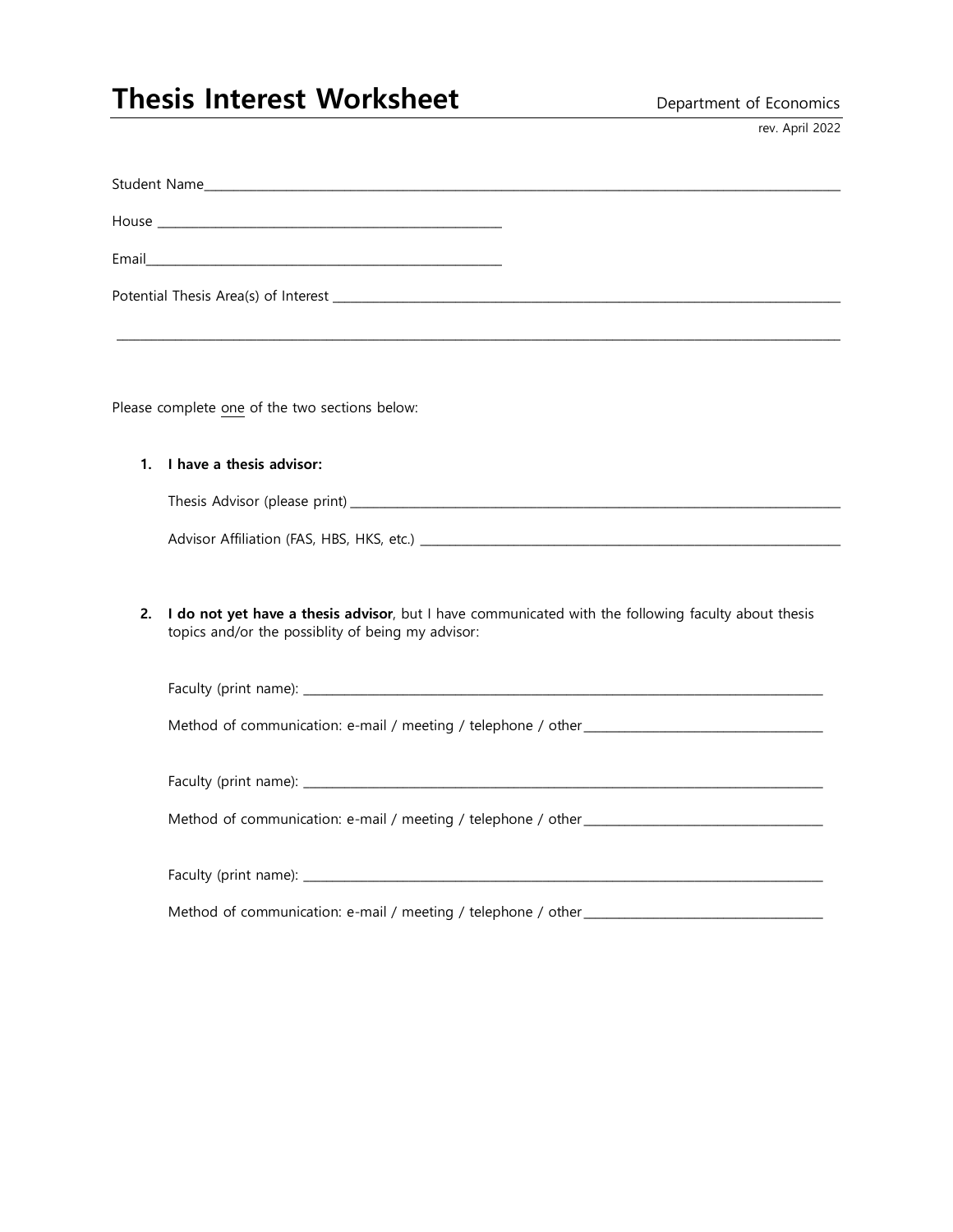# Thesis Interest Worksheet

Department of Economics

rev. April 2022

Student Name\_\_\_\_\_\_\_\_\_\_\_\_\_\_\_\_\_\_\_\_\_\_\_\_\_\_\_\_\_\_\_\_\_\_\_\_\_\_\_\_\_\_\_\_\_\_\_\_\_\_\_\_\_\_\_\_\_\_\_\_\_\_\_\_\_\_\_\_

House \_\_\_\_\_\_\_\_\_\_\_\_\_\_\_\_\_\_\_\_\_\_\_\_\_\_\_\_\_\_\_\_\_\_\_\_\_\_\_\_\_\_\_\_

Email\_\_\_\_\_\_\_\_\_\_\_\_\_\_\_\_\_\_\_\_\_\_\_\_\_\_\_\_\_\_\_\_\_\_\_\_\_\_\_\_\_\_\_\_\_

Potential Thesis Area(s) of Interest \_\_\_\_\_\_\_\_\_\_\_\_\_\_\_\_\_\_\_\_\_\_\_\_\_\_\_\_\_\_\_\_\_\_\_\_\_\_\_\_\_\_\_\_\_\_\_\_\_\_\_\_\_\_

\_\_\_\_\_\_\_\_\_\_\_\_\_\_\_\_\_\_\_\_\_\_\_\_\_\_\_\_\_\_\_\_\_\_\_\_\_\_\_\_\_\_\_\_\_\_\_\_\_\_\_\_\_\_\_\_\_\_\_\_\_\_\_\_\_\_\_\_\_\_\_\_\_\_\_\_\_\_\_\_\_\_

Please complete <u>one</u> of the two sections below:

1. **I have a thesis advisor:**

   Thesis Advisor (please print) \_\_\_\_\_\_\_\_\_\_\_\_\_\_\_\_\_\_\_\_\_\_\_\_\_\_\_\_\_\_\_\_\_\_\_\_\_\_\_\_\_\_\_\_\_\_\_\_\_\_\_\_\_\_\_\_

   Advisor Affiliation (FAS, HBS, HKS, etc.) \_\_\_\_\_\_\_\_\_\_\_\_\_\_\_\_\_\_\_\_\_\_\_\_\_\_\_\_\_\_\_\_\_\_\_\_\_\_\_\_\_\_\_\_\_\_\_

2. **I do not yet have a thesis advisor**, but I have communicated with the following faculty about thesis topics and/or the possiblity of being my advisor:

   Faculty (print name): \_\_\_\_\_\_\_\_\_\_\_\_\_\_\_\_\_\_\_\_\_\_\_\_\_\_\_\_\_\_\_\_\_\_\_\_\_\_\_\_\_\_\_\_\_\_\_\_\_\_\_\_\_\_\_\_\_\_

   Method of communication: e-mail / meeting / telephone / other\_\_\_\_\_\_\_\_\_\_\_\_\_\_\_\_\_\_\_\_\_\_\_\_\_\_

   Faculty (print name): \_\_\_\_\_\_\_\_\_\_\_\_\_\_\_\_\_\_\_\_\_\_\_\_\_\_\_\_\_\_\_\_\_\_\_\_\_\_\_\_\_\_\_\_\_\_\_\_\_\_\_\_\_\_\_\_\_\_

   Method of communication: e-mail / meeting / telephone / other\_\_\_\_\_\_\_\_\_\_\_\_\_\_\_\_\_\_\_\_\_\_\_\_\_\_

   Faculty (print name): \_\_\_\_\_\_\_\_\_\_\_\_\_\_\_\_\_\_\_\_\_\_\_\_\_\_\_\_\_\_\_\_\_\_\_\_\_\_\_\_\_\_\_\_\_\_\_\_\_\_\_\_\_\_\_\_\_\_

   Method of communication: e-mail / meeting / telephone / other\_\_\_\_\_\_\_\_\_\_\_\_\_\_\_\_\_\_\_\_\_\_\_\_\_\_